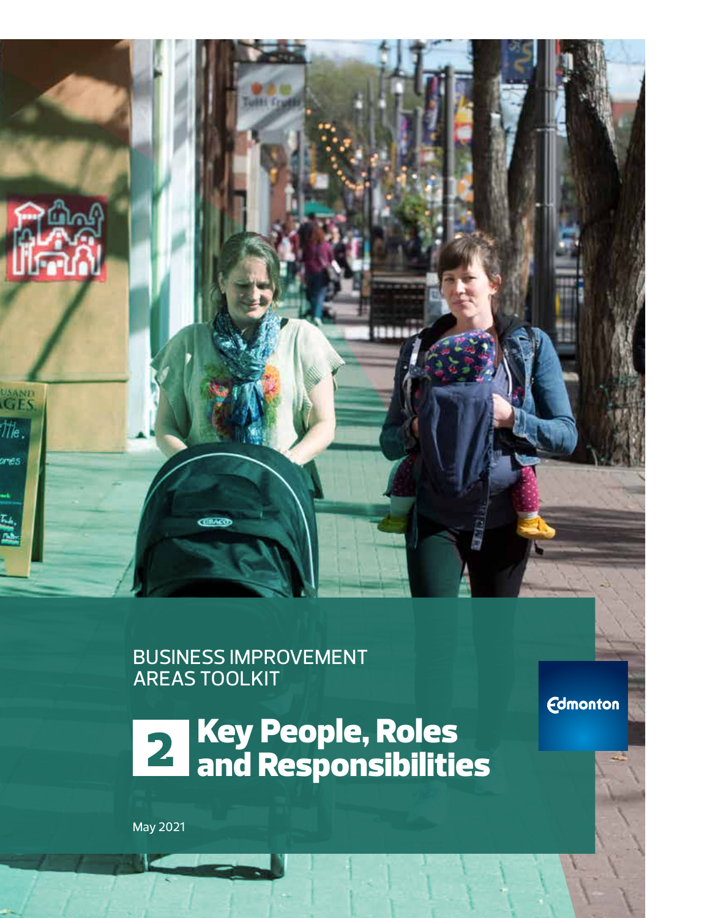BUSINESS IMPROVEMENT AREAS TOOLKIT

# 2 Key People, Roles and Responsibilities

May 2021

Edmonton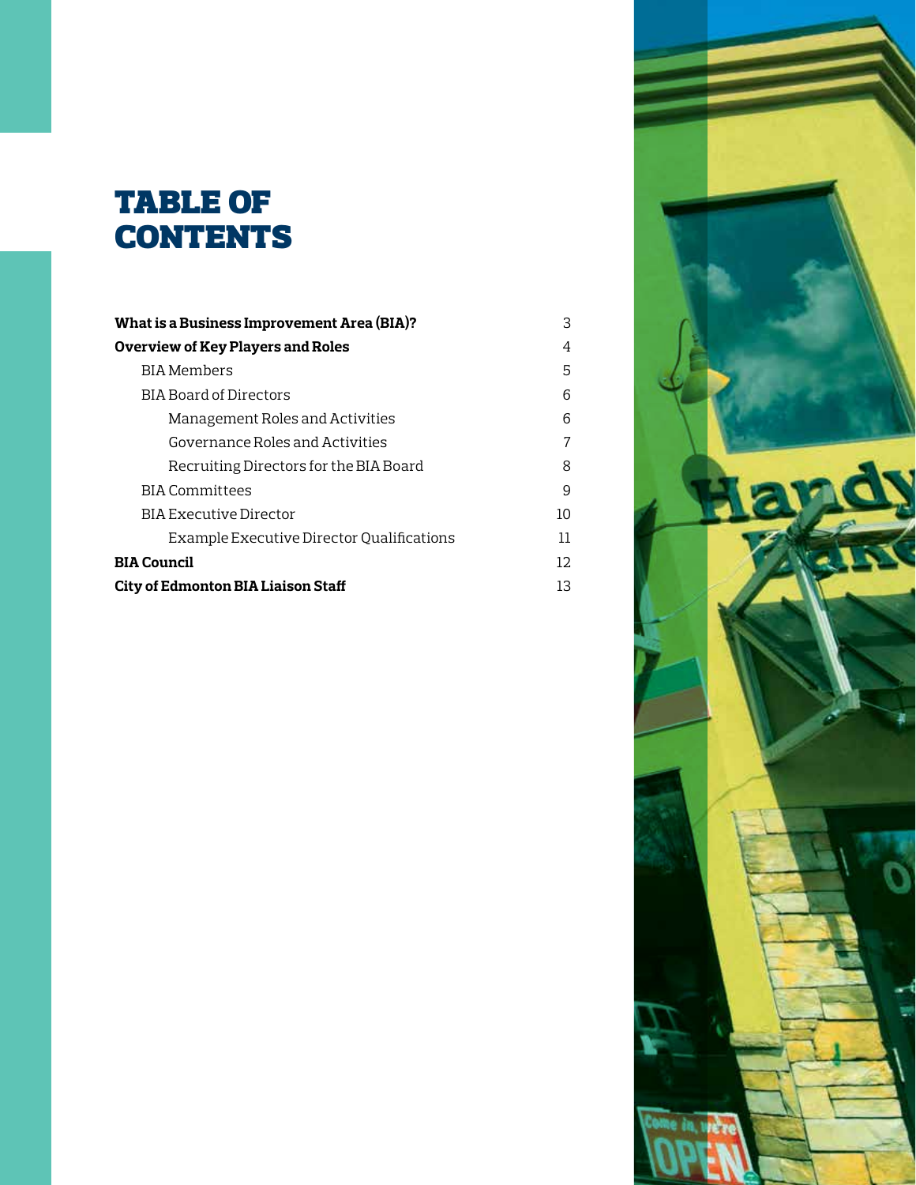# TABLE OF CONTENTS

| | |
|---|---|
| **What is a Business Improvement Area (BIA)?** | 3 |
| **Overview of Key Players and Roles** | 4 |
| BIA Members | 5 |
| BIA Board of Directors | 6 |
| Management Roles and Activities | 6 |
| Governance Roles and Activities | 7 |
| Recruiting Directors for the BIA Board | 8 |
| BIA Committees | 9 |
| BIA Executive Director | 10 |
| Example Executive Director Qualifications | 11 |
| **BIA Council** | 12 |
| **City of Edmonton BIA Liaison Staff** | 13 |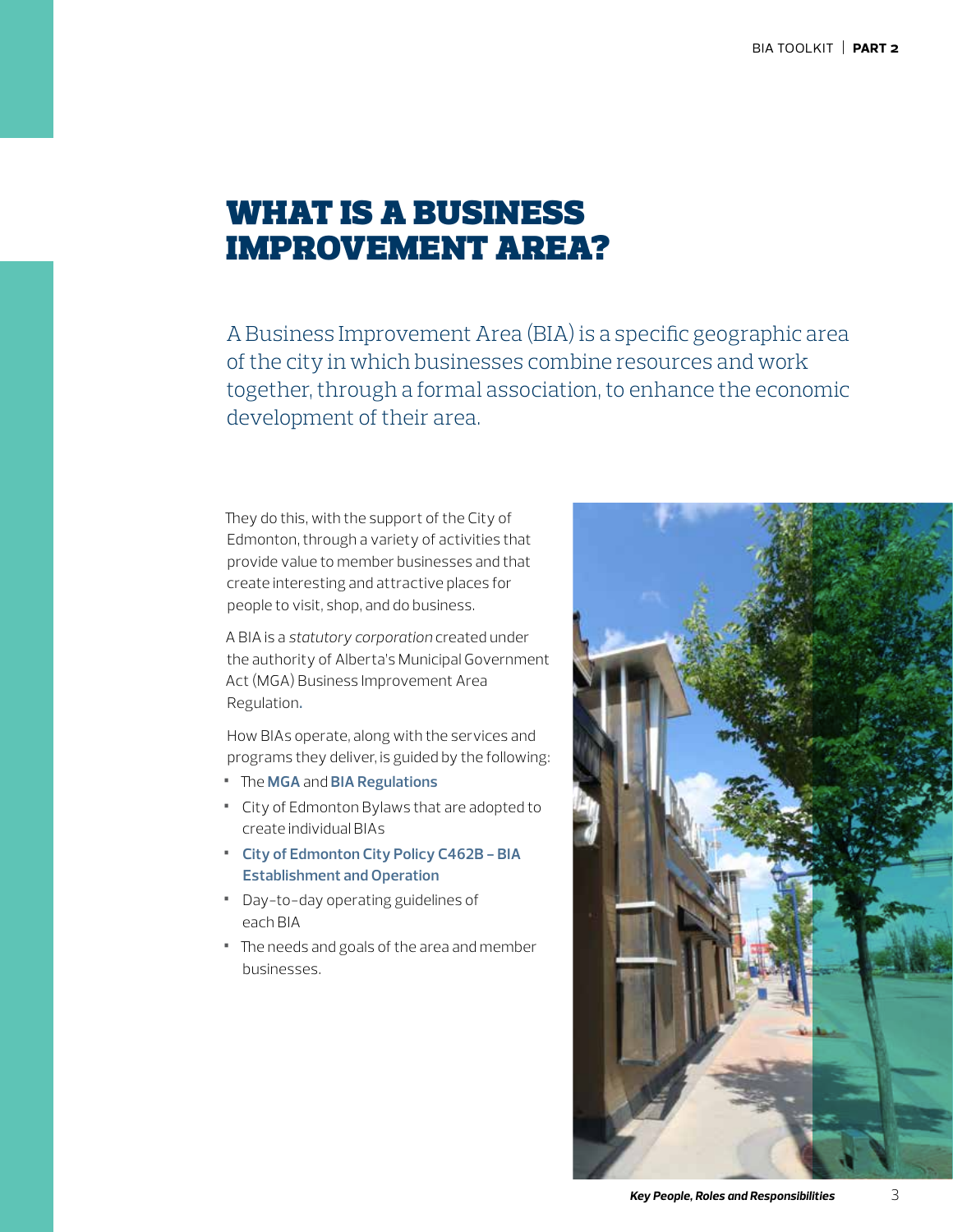# WHAT IS A BUSINESS IMPROVEMENT AREA?

A Business Improvement Area (BIA) is a specific geographic area of the city in which businesses combine resources and work together, through a formal association, to enhance the economic development of their area.

They do this, with the support of the City of Edmonton, through a variety of activities that provide value to member businesses and that create interesting and attractive places for people to visit, shop, and do business.

A BIA is a *statutory corporation* created under the authority of Alberta's Municipal Government Act (MGA) Business Improvement Area Regulation.

How BIAs operate, along with the services and programs they deliver, is guided by the following:

- The **MGA** and **BIA Regulations**
- City of Edmonton Bylaws that are adopted to create individual BIAs
- **City of Edmonton City Policy C462B – BIA Establishment and Operation**
- Day-to-day operating guidelines of each BIA
- The needs and goals of the area and member businesses.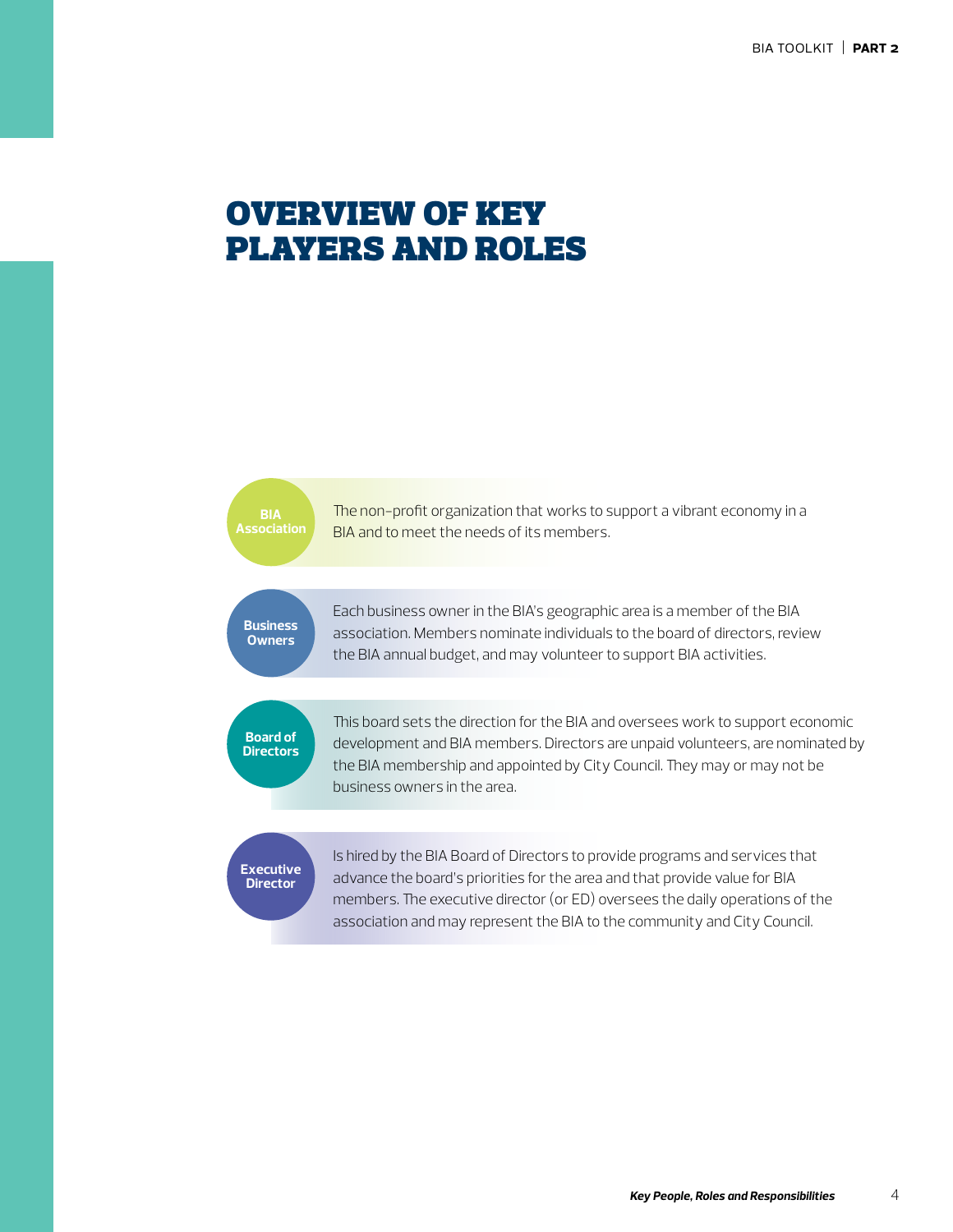# OVERVIEW OF KEY PLAYERS AND ROLES

**BIA Association**

The non-profit organization that works to support a vibrant economy in a BIA and to meet the needs of its members.

**Business Owners**

Each business owner in the BIA's geographic area is a member of the BIA association. Members nominate individuals to the board of directors, review the BIA annual budget, and may volunteer to support BIA activities.

**Board of Directors**

This board sets the direction for the BIA and oversees work to support economic development and BIA members. Directors are unpaid volunteers, are nominated by the BIA membership and appointed by City Council. They may or may not be business owners in the area.

**Executive Director**

Is hired by the BIA Board of Directors to provide programs and services that advance the board's priorities for the area and that provide value for BIA members. The executive director (or ED) oversees the daily operations of the association and may represent the BIA to the community and City Council.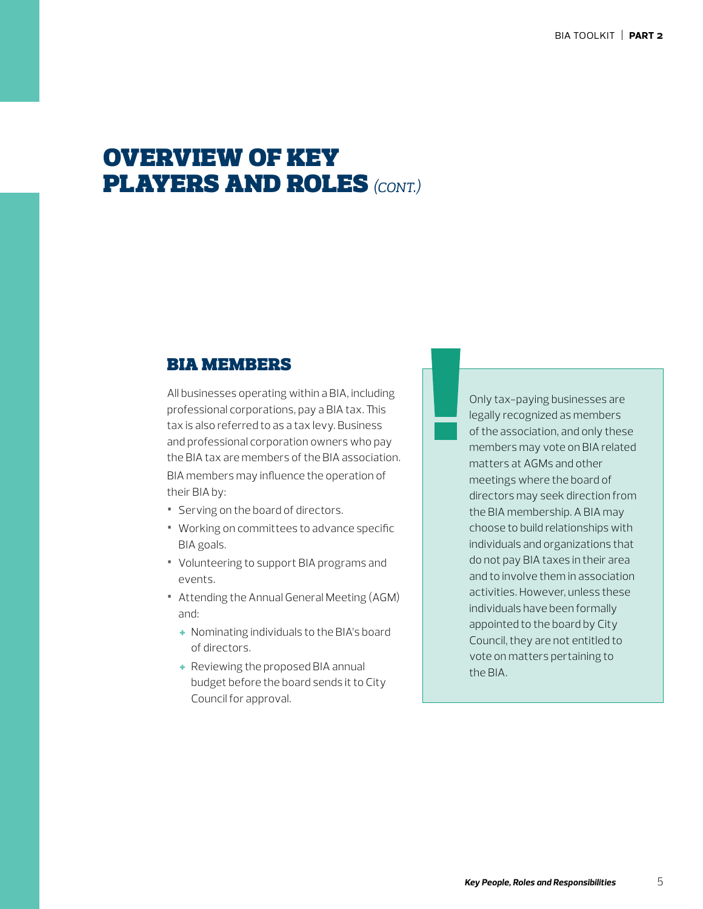# OVERVIEW OF KEY PLAYERS AND ROLES *(CONT.)*

## BIA MEMBERS

All businesses operating within a BIA, including professional corporations, pay a BIA tax. This tax is also referred to as a tax levy. Business and professional corporation owners who pay the BIA tax are members of the BIA association.

BIA members may influence the operation of their BIA by:

- Serving on the board of directors.
- Working on committees to advance specific BIA goals.
- Volunteering to support BIA programs and events.
- Attending the Annual General Meeting (AGM) and:
  - Nominating individuals to the BIA's board of directors.
  - Reviewing the proposed BIA annual budget before the board sends it to City Council for approval.

Only tax-paying businesses are legally recognized as members of the association, and only these members may vote on BIA related matters at AGMs and other meetings where the board of directors may seek direction from the BIA membership. A BIA may choose to build relationships with individuals and organizations that do not pay BIA taxes in their area and to involve them in association activities. However, unless these individuals have been formally appointed to the board by City Council, they are not entitled to vote on matters pertaining to the BIA.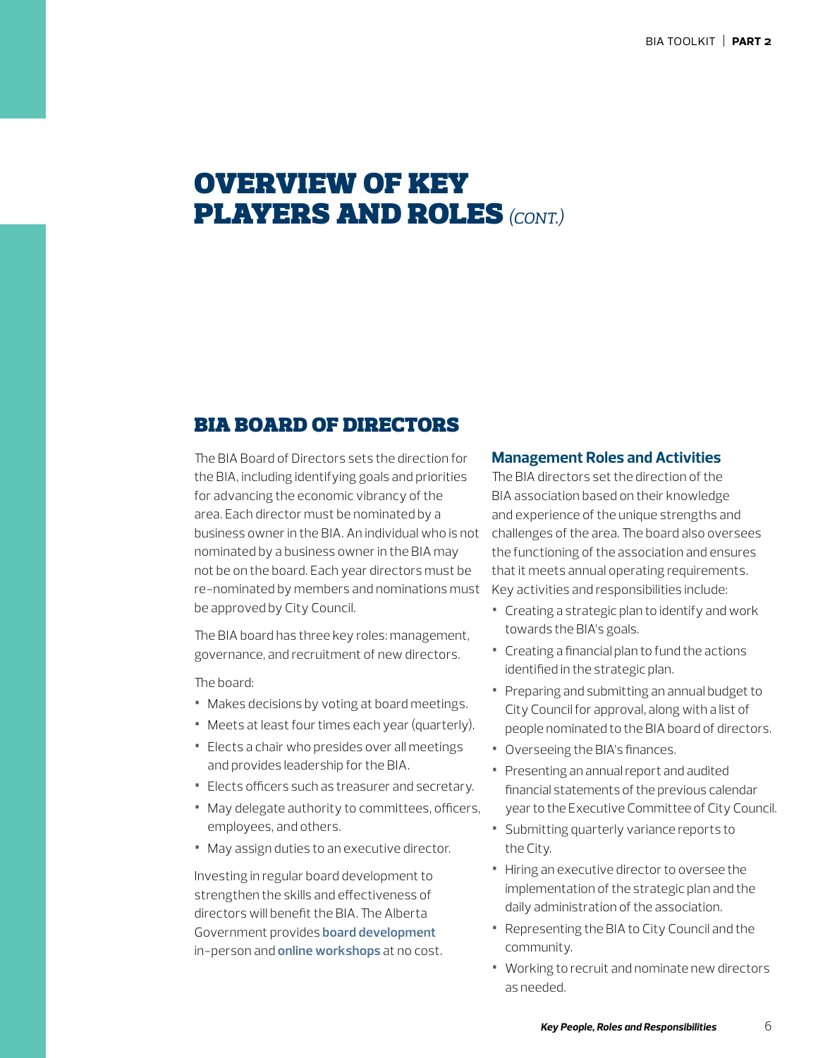# OVERVIEW OF KEY PLAYERS AND ROLES *(CONT.)*

## BIA BOARD OF DIRECTORS

The BIA Board of Directors sets the direction for the BIA, including identifying goals and priorities for advancing the economic vibrancy of the area. Each director must be nominated by a business owner in the BIA. An individual who is not nominated by a business owner in the BIA may not be on the board. Each year directors must be re-nominated by members and nominations must be approved by City Council.

The BIA board has three key roles: management, governance, and recruitment of new directors.

The board:

- Makes decisions by voting at board meetings.
- Meets at least four times each year (quarterly).
- Elects a chair who presides over all meetings and provides leadership for the BIA.
- Elects officers such as treasurer and secretary.
- May delegate authority to committees, officers, employees, and others.
- May assign duties to an executive director.

Investing in regular board development to strengthen the skills and effectiveness of directors will benefit the BIA. The Alberta Government provides **board development** in-person and **online workshops** at no cost.

### Management Roles and Activities

The BIA directors set the direction of the BIA association based on their knowledge and experience of the unique strengths and challenges of the area. The board also oversees the functioning of the association and ensures that it meets annual operating requirements. Key activities and responsibilities include:

- Creating a strategic plan to identify and work towards the BIA's goals.
- Creating a financial plan to fund the actions identified in the strategic plan.
- Preparing and submitting an annual budget to City Council for approval, along with a list of people nominated to the BIA board of directors.
- Overseeing the BIA's finances.
- Presenting an annual report and audited financial statements of the previous calendar year to the Executive Committee of City Council.
- Submitting quarterly variance reports to the City.
- Hiring an executive director to oversee the implementation of the strategic plan and the daily administration of the association.
- Representing the BIA to City Council and the community.
- Working to recruit and nominate new directors as needed.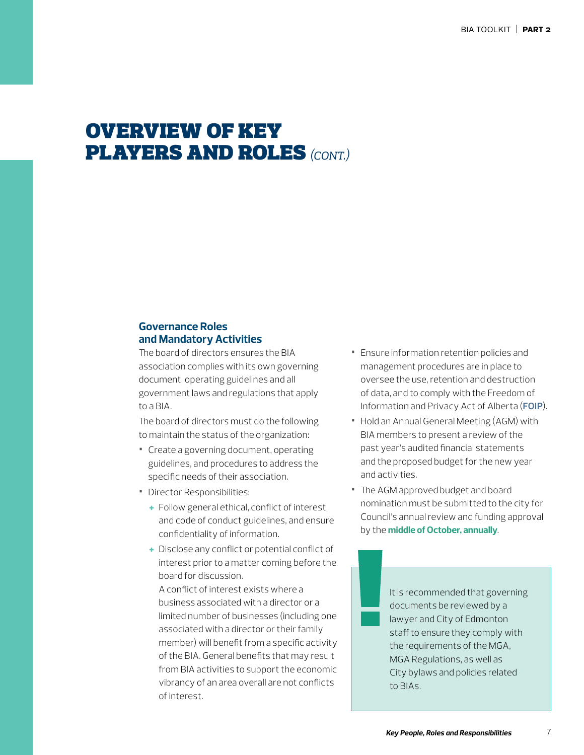# OVERVIEW OF KEY PLAYERS AND ROLES *(CONT.)*

### Governance Roles and Mandatory Activities

The board of directors ensures the BIA association complies with its own governing document, operating guidelines and all government laws and regulations that apply to a BIA.

The board of directors must do the following to maintain the status of the organization:

- Create a governing document, operating guidelines, and procedures to address the specific needs of their association.
- Director Responsibilities:
  - Follow general ethical, conflict of interest, and code of conduct guidelines, and ensure confidentiality of information.
  - Disclose any conflict or potential conflict of interest prior to a matter coming before the board for discussion.

    A conflict of interest exists where a business associated with a director or a limited number of businesses (including one associated with a director or their family member) will benefit from a specific activity of the BIA. General benefits that may result from BIA activities to support the economic vibrancy of an area overall are not conflicts of interest.
- Ensure information retention policies and management procedures are in place to oversee the use, retention and destruction of data, and to comply with the Freedom of Information and Privacy Act of Alberta (**FOIP**).
- Hold an Annual General Meeting (AGM) with BIA members to present a review of the past year's audited financial statements and the proposed budget for the new year and activities.
- The AGM approved budget and board nomination must be submitted to the city for Council's annual review and funding approval by the **middle of October, annually**.

> It is recommended that governing documents be reviewed by a lawyer and City of Edmonton staff to ensure they comply with the requirements of the MGA, MGA Regulations, as well as City bylaws and policies related to BIAs.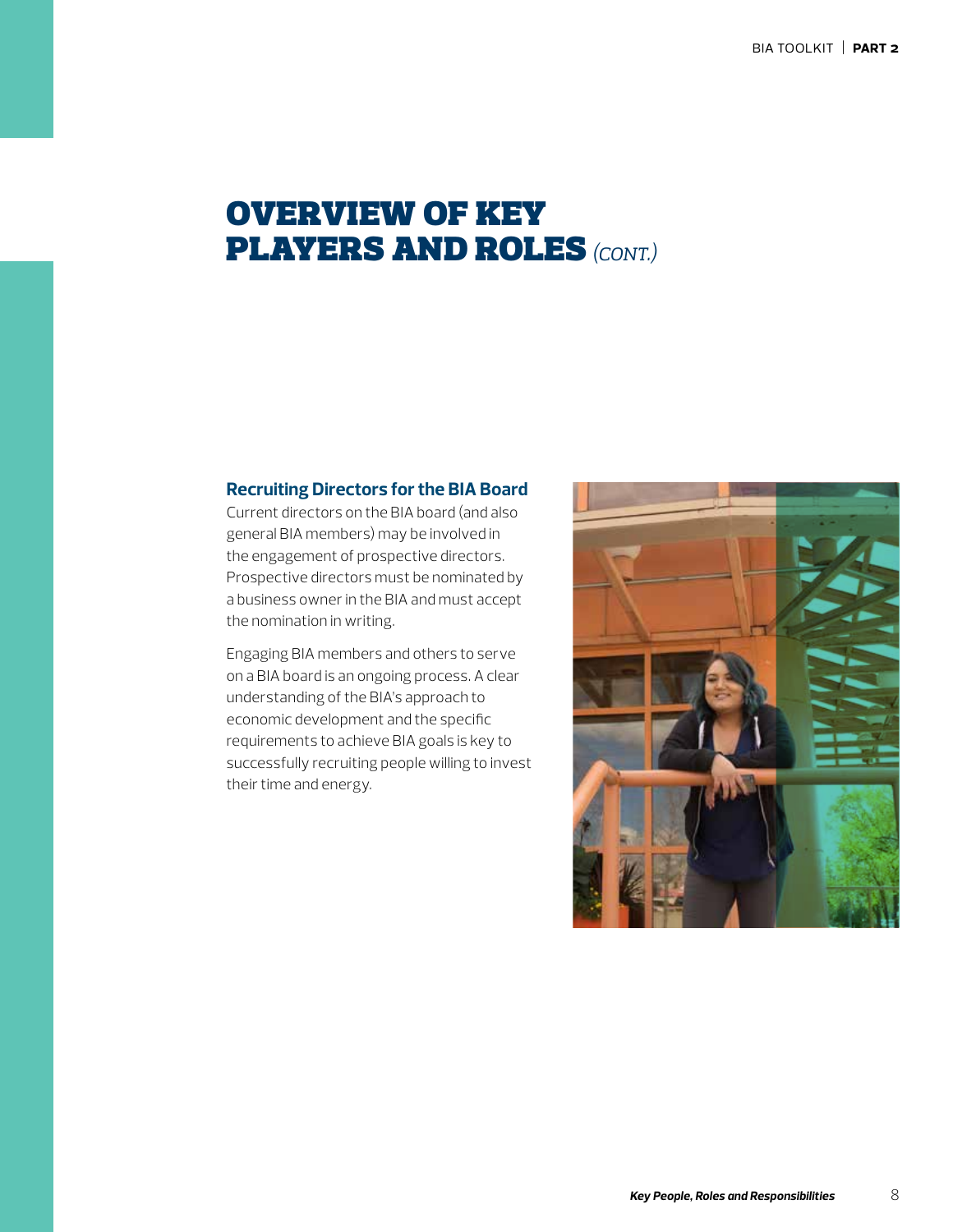# OVERVIEW OF KEY PLAYERS AND ROLES *(CONT.)*

## Recruiting Directors for the BIA Board

Current directors on the BIA board (and also general BIA members) may be involved in the engagement of prospective directors. Prospective directors must be nominated by a business owner in the BIA and must accept the nomination in writing.

Engaging BIA members and others to serve on a BIA board is an ongoing process. A clear understanding of the BIA's approach to economic development and the specific requirements to achieve BIA goals is key to successfully recruiting people willing to invest their time and energy.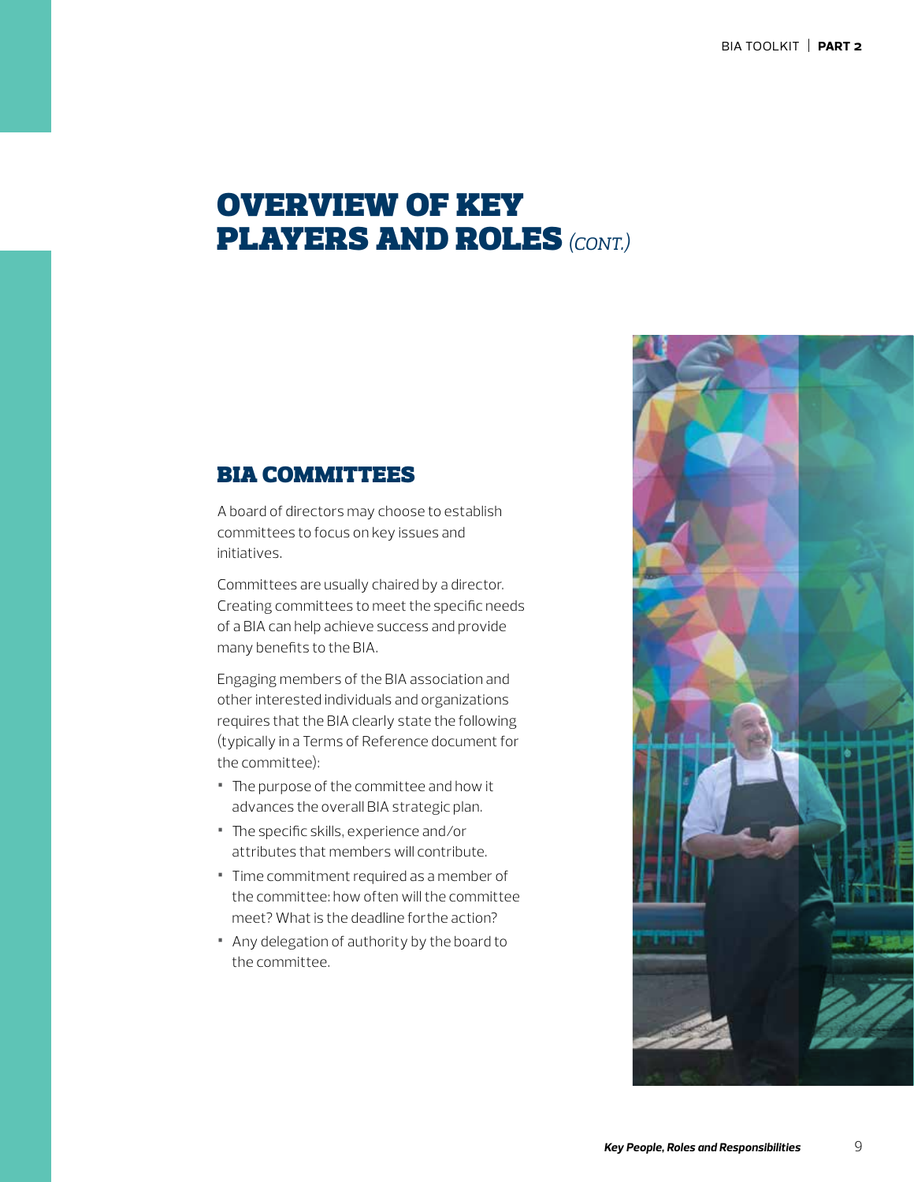# OVERVIEW OF KEY PLAYERS AND ROLES *(CONT.)*

## BIA COMMITTEES

A board of directors may choose to establish committees to focus on key issues and initiatives.

Committees are usually chaired by a director. Creating committees to meet the specific needs of a BIA can help achieve success and provide many benefits to the BIA.

Engaging members of the BIA association and other interested individuals and organizations requires that the BIA clearly state the following (typically in a Terms of Reference document for the committee):

- The purpose of the committee and how it advances the overall BIA strategic plan.
- The specific skills, experience and/or attributes that members will contribute.
- Time commitment required as a member of the committee: how often will the committee meet? What is the deadline forthe action?
- Any delegation of authority by the board to the committee.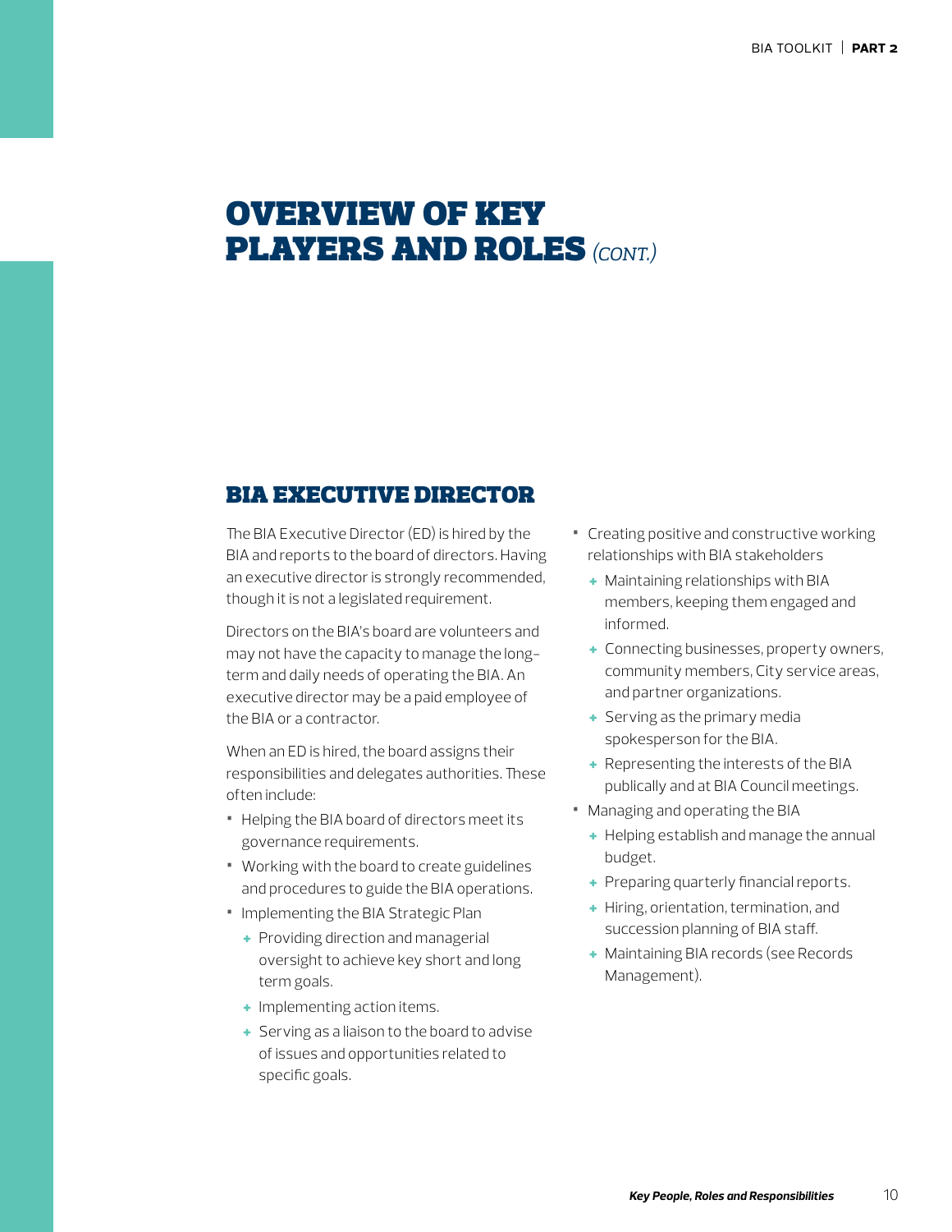# OVERVIEW OF KEY PLAYERS AND ROLES *(CONT.)*

## BIA EXECUTIVE DIRECTOR

The BIA Executive Director (ED) is hired by the BIA and reports to the board of directors. Having an executive director is strongly recommended, though it is not a legislated requirement.

Directors on the BIA's board are volunteers and may not have the capacity to manage the long-term and daily needs of operating the BIA. An executive director may be a paid employee of the BIA or a contractor.

When an ED is hired, the board assigns their responsibilities and delegates authorities. These often include:

- Helping the BIA board of directors meet its governance requirements.
- Working with the board to create guidelines and procedures to guide the BIA operations.
- Implementing the BIA Strategic Plan
  - Providing direction and managerial oversight to achieve key short and long term goals.
  - Implementing action items.
  - Serving as a liaison to the board to advise of issues and opportunities related to specific goals.
- Creating positive and constructive working relationships with BIA stakeholders
  - Maintaining relationships with BIA members, keeping them engaged and informed.
  - Connecting businesses, property owners, community members, City service areas, and partner organizations.
  - Serving as the primary media spokesperson for the BIA.
  - Representing the interests of the BIA publically and at BIA Council meetings.
- Managing and operating the BIA
  - Helping establish and manage the annual budget.
  - Preparing quarterly financial reports.
  - Hiring, orientation, termination, and succession planning of BIA staff.
  - Maintaining BIA records (see Records Management).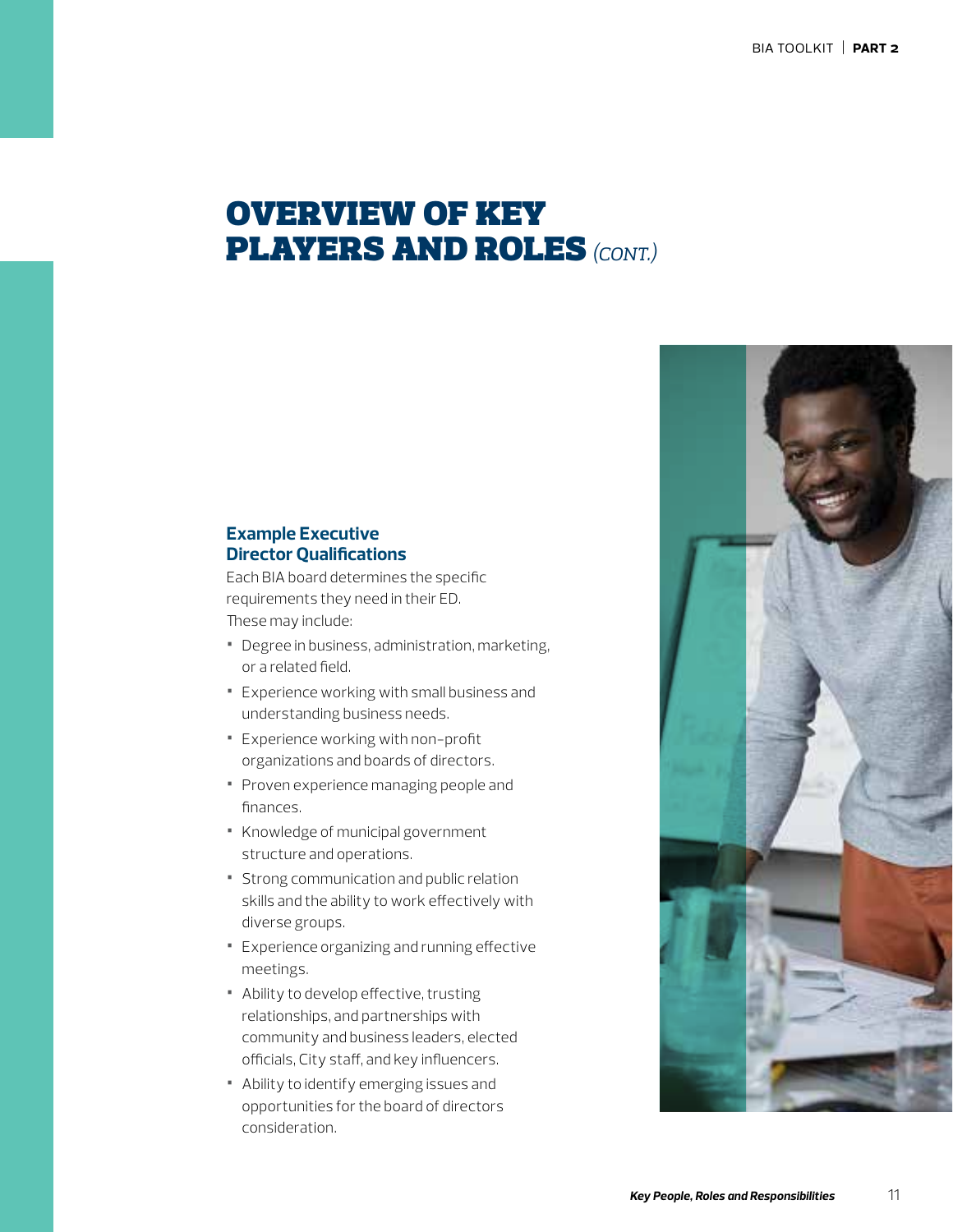# OVERVIEW OF KEY PLAYERS AND ROLES *(CONT.)*

### Example Executive Director Qualifications

Each BIA board determines the specific requirements they need in their ED. These may include:

- Degree in business, administration, marketing, or a related field.
- Experience working with small business and understanding business needs.
- Experience working with non-profit organizations and boards of directors.
- Proven experience managing people and finances.
- Knowledge of municipal government structure and operations.
- Strong communication and public relation skills and the ability to work effectively with diverse groups.
- Experience organizing and running effective meetings.
- Ability to develop effective, trusting relationships, and partnerships with community and business leaders, elected officials, City staff, and key influencers.
- Ability to identify emerging issues and opportunities for the board of directors consideration.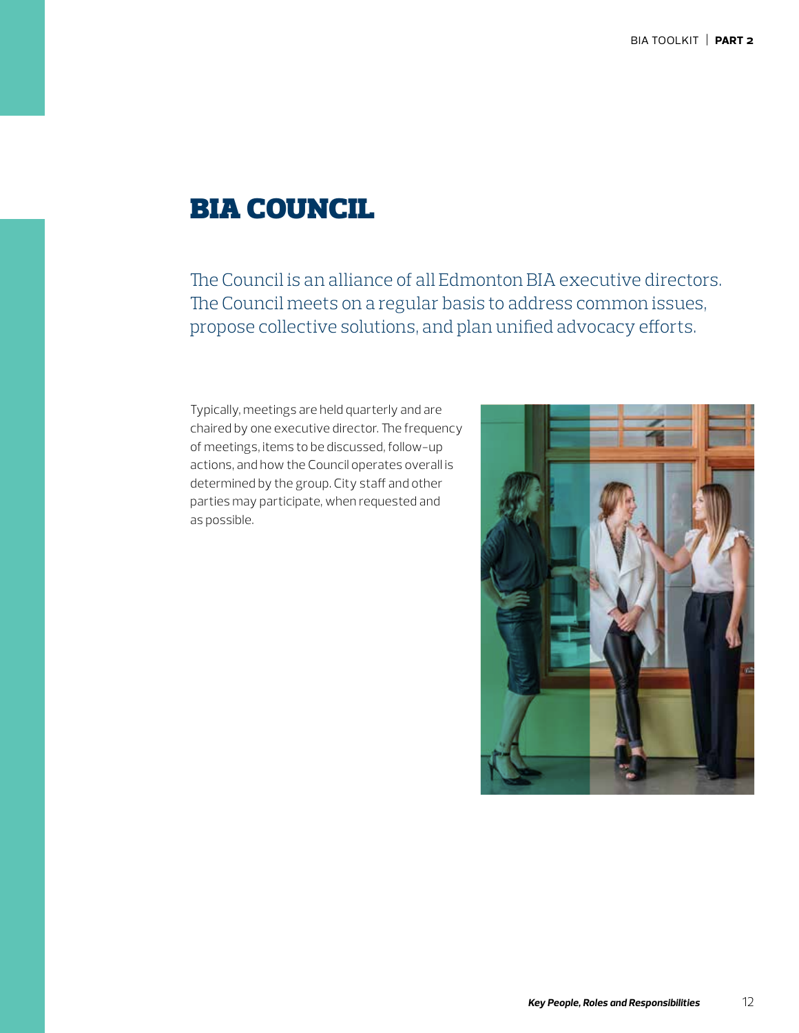# BIA COUNCIL

The Council is an alliance of all Edmonton BIA executive directors. The Council meets on a regular basis to address common issues, propose collective solutions, and plan unified advocacy efforts.

Typically, meetings are held quarterly and are chaired by one executive director. The frequency of meetings, items to be discussed, follow-up actions, and how the Council operates overall is determined by the group. City staff and other parties may participate, when requested and as possible.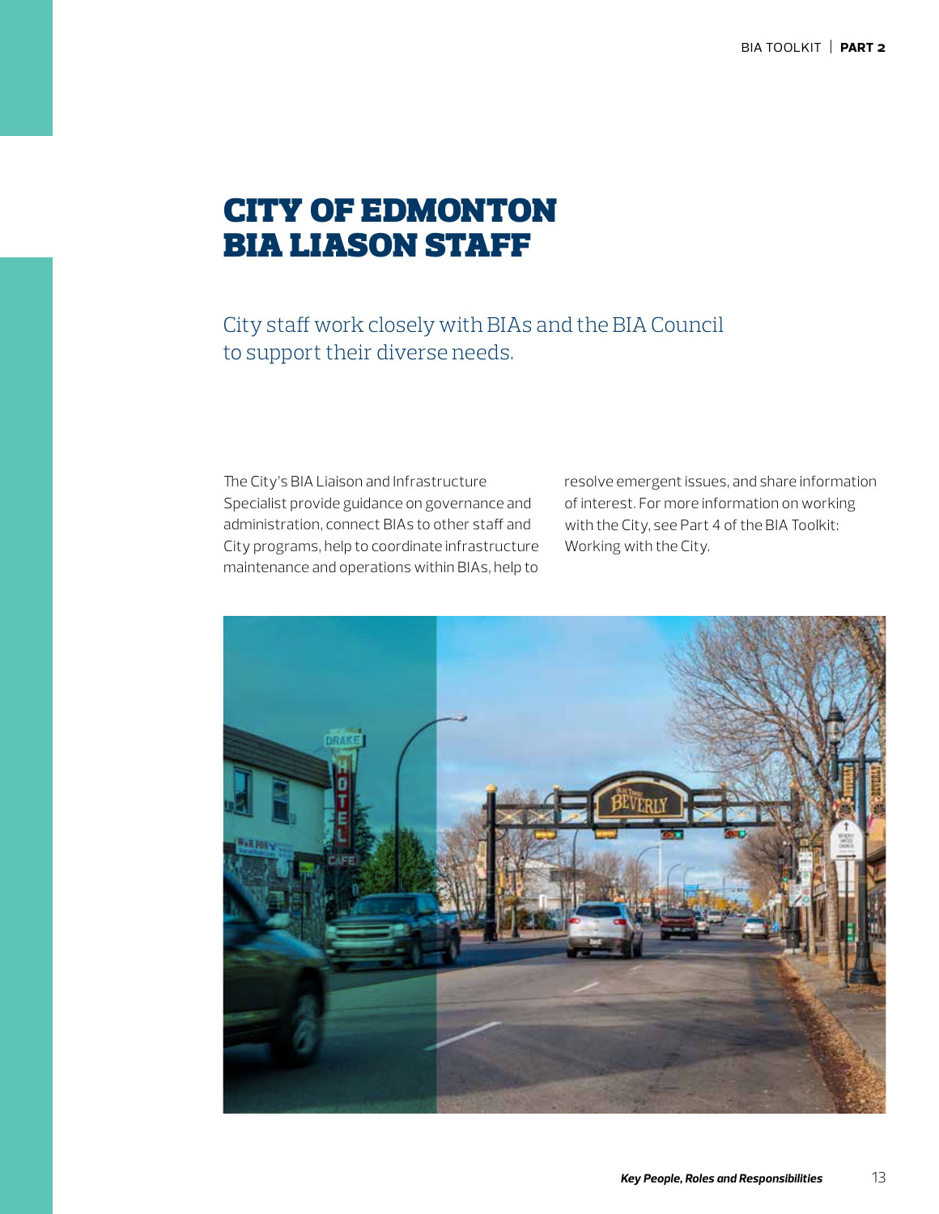# CITY OF EDMONTON BIA LIASON STAFF

## City staff work closely with BIAs and the BIA Council to support their diverse needs.

The City's BIA Liaison and Infrastructure Specialist provide guidance on governance and administration, connect BIAs to other staff and City programs, help to coordinate infrastructure maintenance and operations within BIAs, help to resolve emergent issues, and share information of interest. For more information on working with the City, see Part 4 of the BIA Toolkit: Working with the City.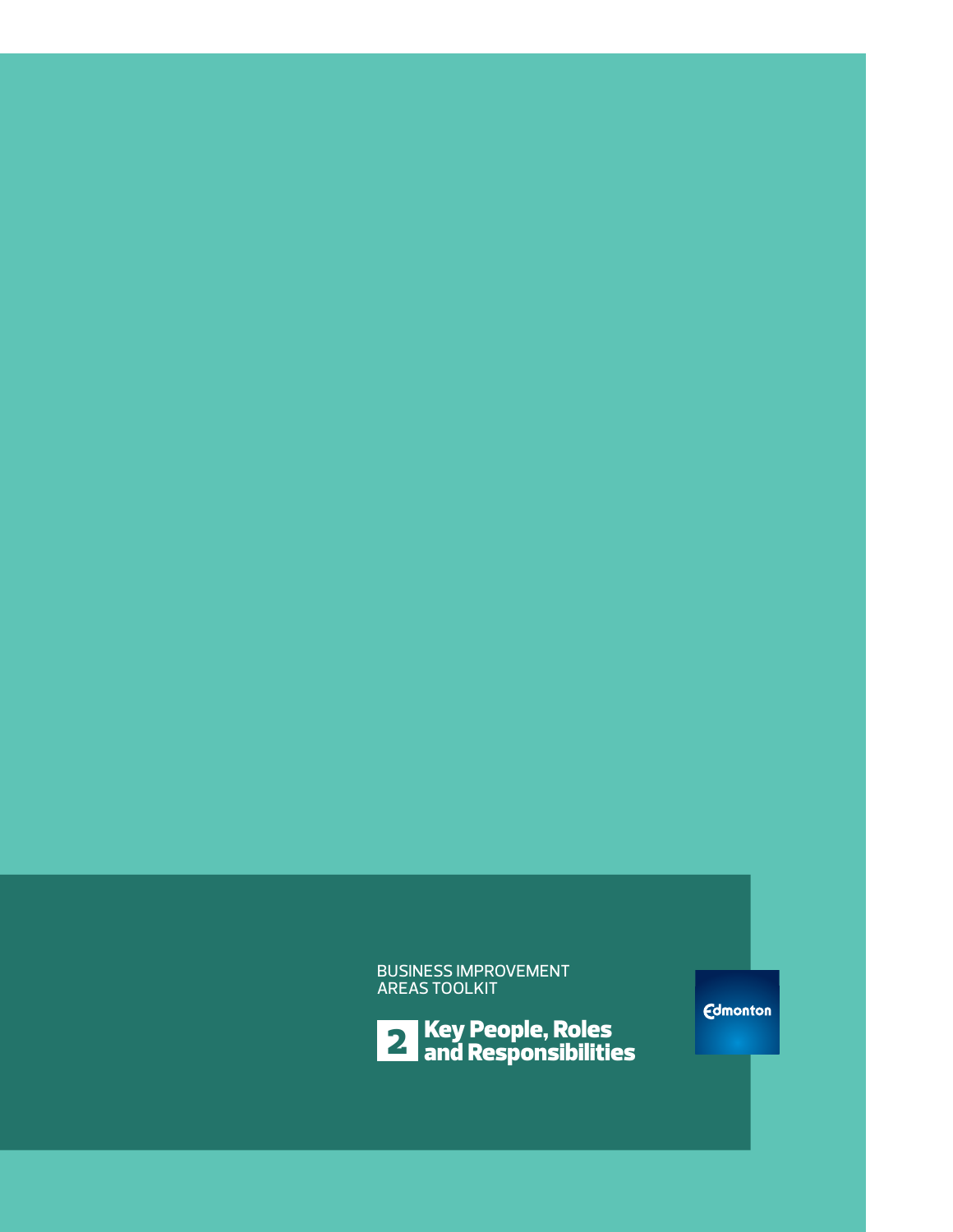BUSINESS IMPROVEMENT AREAS TOOLKIT

# 2 Key People, Roles and Responsibilities

Edmonton